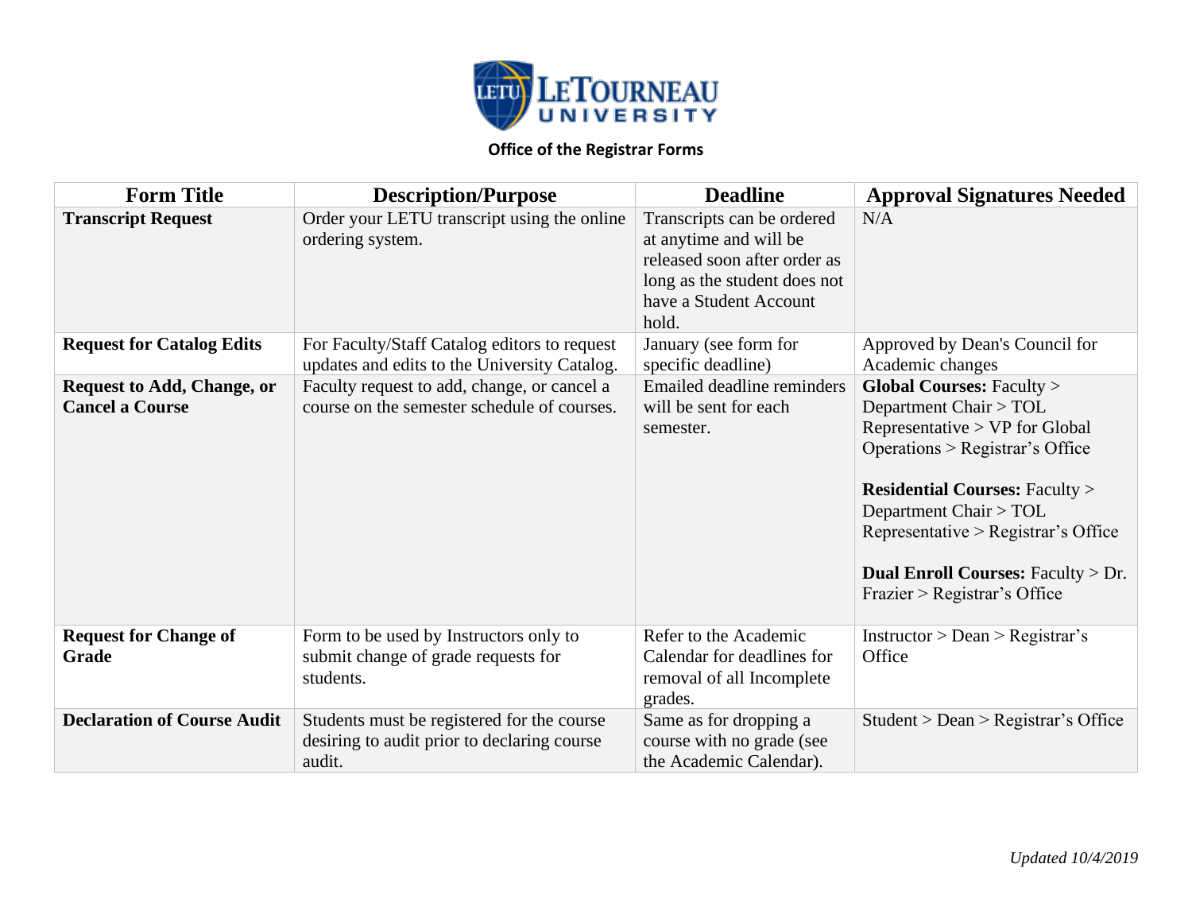# Office of the Registrar Forms

| Form Title | Description/Purpose | Deadline | Approval Signatures Needed |
|---|---|---|---|
| **Transcript Request** | Order your LETU transcript using the online ordering system. | Transcripts can be ordered at anytime and will be released soon after order as long as the student does not have a Student Account hold. | N/A |
| **Request for Catalog Edits** | For Faculty/Staff Catalog editors to request updates and edits to the University Catalog. | January (see form for specific deadline) | Approved by Dean's Council for Academic changes |
| **Request to Add, Change, or Cancel a Course** | Faculty request to add, change, or cancel a course on the semester schedule of courses. | Emailed deadline reminders will be sent for each semester. | **Global Courses:** Faculty > Department Chair > TOL Representative > VP for Global Operations > Registrar's Office<br><br>**Residential Courses:** Faculty > Department Chair > TOL Representative > Registrar's Office<br><br>**Dual Enroll Courses:** Faculty > Dr. Frazier > Registrar's Office |
| **Request for Change of Grade** | Form to be used by Instructors only to submit change of grade requests for students. | Refer to the Academic Calendar for deadlines for removal of all Incomplete grades. | Instructor > Dean > Registrar's Office |
| **Declaration of Course Audit** | Students must be registered for the course desiring to audit prior to declaring course audit. | Same as for dropping a course with no grade (see the Academic Calendar). | Student > Dean > Registrar's Office |

*Updated 10/4/2019*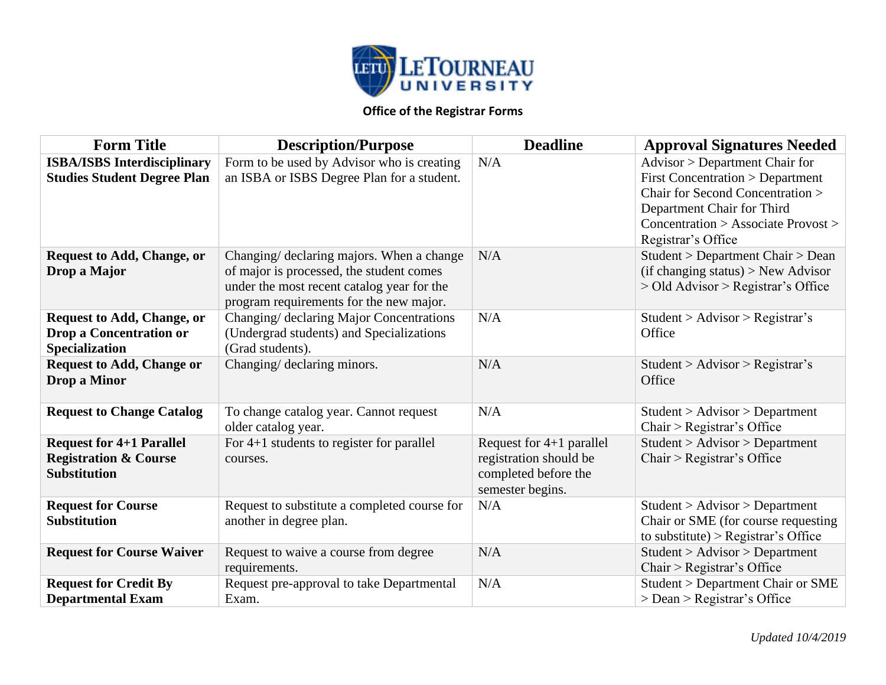**Office of the Registrar Forms**

| Form Title | Description/Purpose | Deadline | Approval Signatures Needed |
|---|---|---|---|
| **ISBA/ISBS Interdisciplinary Studies Student Degree Plan** | Form to be used by Advisor who is creating an ISBA or ISBS Degree Plan for a student. | N/A | Advisor > Department Chair for First Concentration > Department Chair for Second Concentration > Department Chair for Third Concentration > Associate Provost > Registrar's Office |
| **Request to Add, Change, or Drop a Major** | Changing/ declaring majors. When a change of major is processed, the student comes under the most recent catalog year for the program requirements for the new major. | N/A | Student > Department Chair > Dean (if changing status) > New Advisor > Old Advisor > Registrar's Office |
| **Request to Add, Change, or Drop a Concentration or Specialization** | Changing/ declaring Major Concentrations (Undergrad students) and Specializations (Grad students). | N/A | Student > Advisor > Registrar's Office |
| **Request to Add, Change or Drop a Minor** | Changing/ declaring minors. | N/A | Student > Advisor > Registrar's Office |
| **Request to Change Catalog** | To change catalog year. Cannot request older catalog year. | N/A | Student > Advisor > Department Chair > Registrar's Office |
| **Request for 4+1 Parallel Registration & Course Substitution** | For 4+1 students to register for parallel courses. | Request for 4+1 parallel registration should be completed before the semester begins. | Student > Advisor > Department Chair > Registrar's Office |
| **Request for Course Substitution** | Request to substitute a completed course for another in degree plan. | N/A | Student > Advisor > Department Chair or SME (for course requesting to substitute) > Registrar's Office |
| **Request for Course Waiver** | Request to waive a course from degree requirements. | N/A | Student > Advisor > Department Chair > Registrar's Office |
| **Request for Credit By Departmental Exam** | Request pre-approval to take Departmental Exam. | N/A | Student > Department Chair or SME > Dean > Registrar's Office |

*Updated 10/4/2019*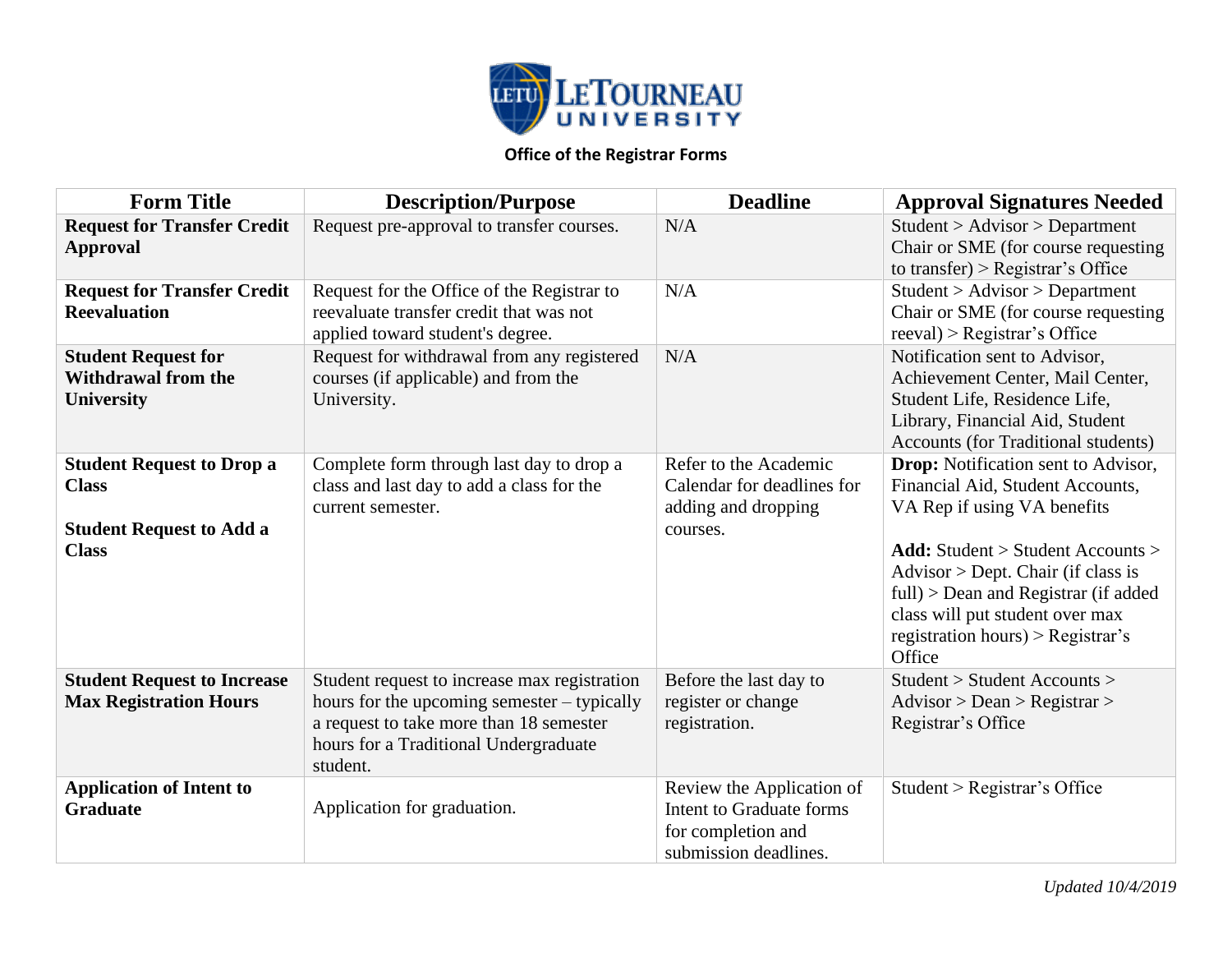LeTourneau University

**Office of the Registrar Forms**

| Form Title | Description/Purpose | Deadline | Approval Signatures Needed |
|---|---|---|---|
| **Request for Transfer Credit Approval** | Request pre-approval to transfer courses. | N/A | Student > Advisor > Department Chair or SME (for course requesting to transfer) > Registrar's Office |
| **Request for Transfer Credit Reevaluation** | Request for the Office of the Registrar to reevaluate transfer credit that was not applied toward student's degree. | N/A | Student > Advisor > Department Chair or SME (for course requesting reeval) > Registrar's Office |
| **Student Request for Withdrawal from the University** | Request for withdrawal from any registered courses (if applicable) and from the University. | N/A | Notification sent to Advisor, Achievement Center, Mail Center, Student Life, Residence Life, Library, Financial Aid, Student Accounts (for Traditional students) |
| **Student Request to Drop a Class**<br><br>**Student Request to Add a Class** | Complete form through last day to drop a class and last day to add a class for the current semester. | Refer to the Academic Calendar for deadlines for adding and dropping courses. | **Drop:** Notification sent to Advisor, Financial Aid, Student Accounts, VA Rep if using VA benefits<br><br>**Add:** Student > Student Accounts > Advisor > Dept. Chair (if class is full) > Dean and Registrar (if added class will put student over max registration hours) > Registrar's Office |
| **Student Request to Increase Max Registration Hours** | Student request to increase max registration hours for the upcoming semester – typically a request to take more than 18 semester hours for a Traditional Undergraduate student. | Before the last day to register or change registration. | Student > Student Accounts > Advisor > Dean > Registrar > Registrar's Office |
| **Application of Intent to Graduate** | Application for graduation. | Review the Application of Intent to Graduate forms for completion and submission deadlines. | Student > Registrar's Office |

*Updated 10/4/2019*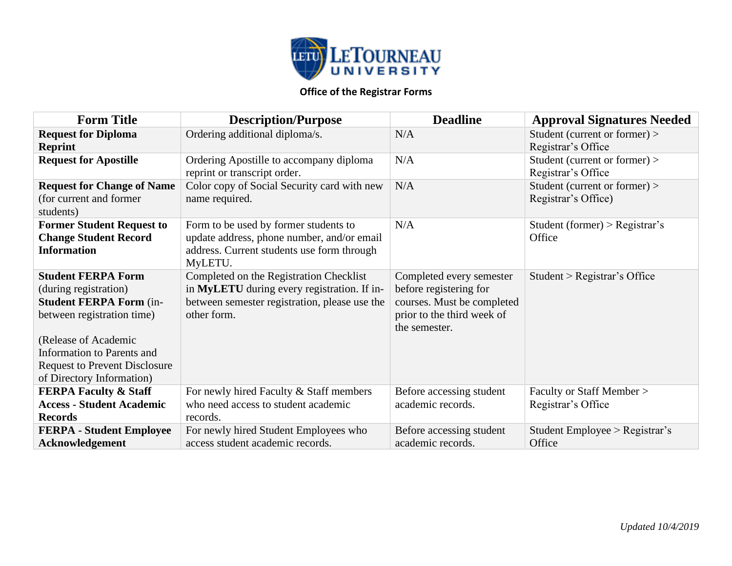**LeTourneau University**

**Office of the Registrar Forms**

| Form Title | Description/Purpose | Deadline | Approval Signatures Needed |
|---|---|---|---|
| **Request for Diploma Reprint** | Ordering additional diploma/s. | N/A | Student (current or former) > Registrar's Office |
| **Request for Apostille** | Ordering Apostille to accompany diploma reprint or transcript order. | N/A | Student (current or former) > Registrar's Office |
| **Request for Change of Name** (for current and former students) | Color copy of Social Security card with new name required. | N/A | Student (current or former) > Registrar's Office) |
| **Former Student Request to Change Student Record Information** | Form to be used by former students to update address, phone number, and/or email address. Current students use form through MyLETU. | N/A | Student (former) > Registrar's Office |
| **Student FERPA Form** (during registration) **Student FERPA Form** (in-between registration time) (Release of Academic Information to Parents and Request to Prevent Disclosure of Directory Information) | Completed on the Registration Checklist in **MyLETU** during every registration. If in-between semester registration, please use the other form. | Completed every semester before registering for courses. Must be completed prior to the third week of the semester. | Student > Registrar's Office |
| **FERPA Faculty & Staff Access - Student Academic Records** | For newly hired Faculty & Staff members who need access to student academic records. | Before accessing student academic records. | Faculty or Staff Member > Registrar's Office |
| **FERPA - Student Employee Acknowledgement** | For newly hired Student Employees who access student academic records. | Before accessing student academic records. | Student Employee > Registrar's Office |

*Updated 10/4/2019*